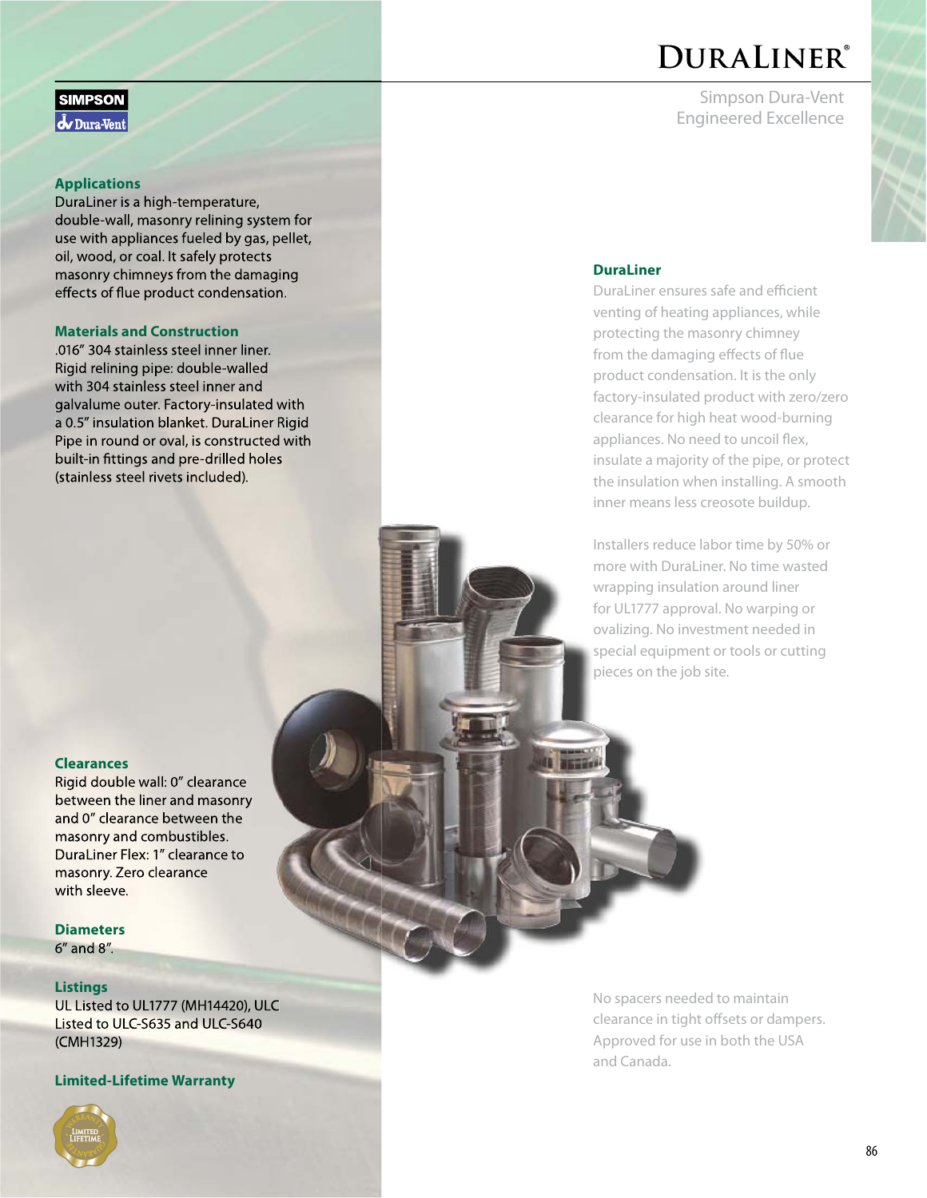# DuraLiner®

Simpson Dura-Vent
Engineered Excellence

SIMPSON
Dura-Vent

## Applications

DuraLiner is a high-temperature, double-wall, masonry relining system for use with appliances fueled by gas, pellet, oil, wood, or coal. It safely protects masonry chimneys from the damaging effects of flue product condensation.

## Materials and Construction

.016" 304 stainless steel inner liner. Rigid relining pipe: double-walled with 304 stainless steel inner and galvalume outer. Factory-insulated with a 0.5" insulation blanket. DuraLiner Rigid Pipe in round or oval, is constructed with built-in fittings and pre-drilled holes (stainless steel rivets included).

## Clearances

Rigid double wall: 0" clearance between the liner and masonry and 0" clearance between the masonry and combustibles. DuraLiner Flex: 1" clearance to masonry. Zero clearance with sleeve.

## Diameters

6" and 8".

## Listings

UL Listed to UL1777 (MH14420), ULC Listed to ULC-S635 and ULC-S640 (CMH1329)

## Limited-Lifetime Warranty

## DuraLiner

DuraLiner ensures safe and efficient venting of heating appliances, while protecting the masonry chimney from the damaging effects of flue product condensation. It is the only factory-insulated product with zero/zero clearance for high heat wood-burning appliances. No need to uncoil flex, insulate a majority of the pipe, or protect the insulation when installing. A smooth inner means less creosote buildup.

Installers reduce labor time by 50% or more with DuraLiner. No time wasted wrapping insulation around liner for UL1777 approval. No warping or ovalizing. No investment needed in special equipment or tools or cutting pieces on the job site.

No spacers needed to maintain clearance in tight offsets or dampers. Approved for use in both the USA and Canada.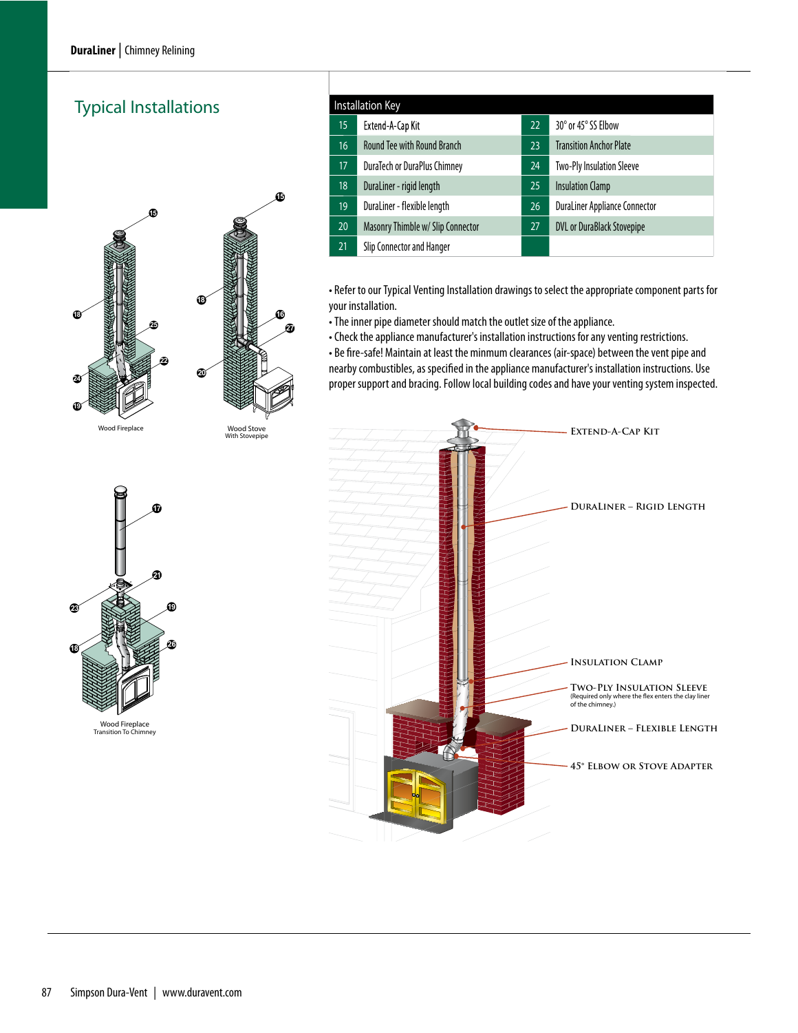## Typical Installations

| Installation Key | | | |
|---|---|---|---|
| 15 | Extend-A-Cap Kit | 22 | 30° or 45° SS Elbow |
| 16 | Round Tee with Round Branch | 23 | Transition Anchor Plate |
| 17 | DuraTech or DuraPlus Chimney | 24 | Two-Ply Insulation Sleeve |
| 18 | DuraLiner - rigid length | 25 | Insulation Clamp |
| 19 | DuraLiner - flexible length | 26 | DuraLiner Appliance Connector |
| 20 | Masonry Thimble w/ Slip Connector | 27 | DVL or DuraBlack Stovepipe |
| 21 | Slip Connector and Hanger | | |

- Refer to our Typical Venting Installation drawings to select the appropriate component parts for your installation.
- The inner pipe diameter should match the outlet size of the appliance.
- Check the appliance manufacturer's installation instructions for any venting restrictions.
- Be fire-safe! Maintain at least the minmum clearances (air-space) between the vent pipe and nearby combustibles, as specified in the appliance manufacturer's installation instructions. Use proper support and bracing. Follow local building codes and have your venting system inspected.

Wood Fireplace

Wood Stove With Stovepipe

Wood Fireplace Transition To Chimney

Extend-A-Cap Kit

DuraLiner – Rigid Length

Insulation Clamp

Two-Ply Insulation Sleeve (Required only where the flex enters the clay liner of the chimney.)

DuraLiner – Flexible Length

45° Elbow or Stove Adapter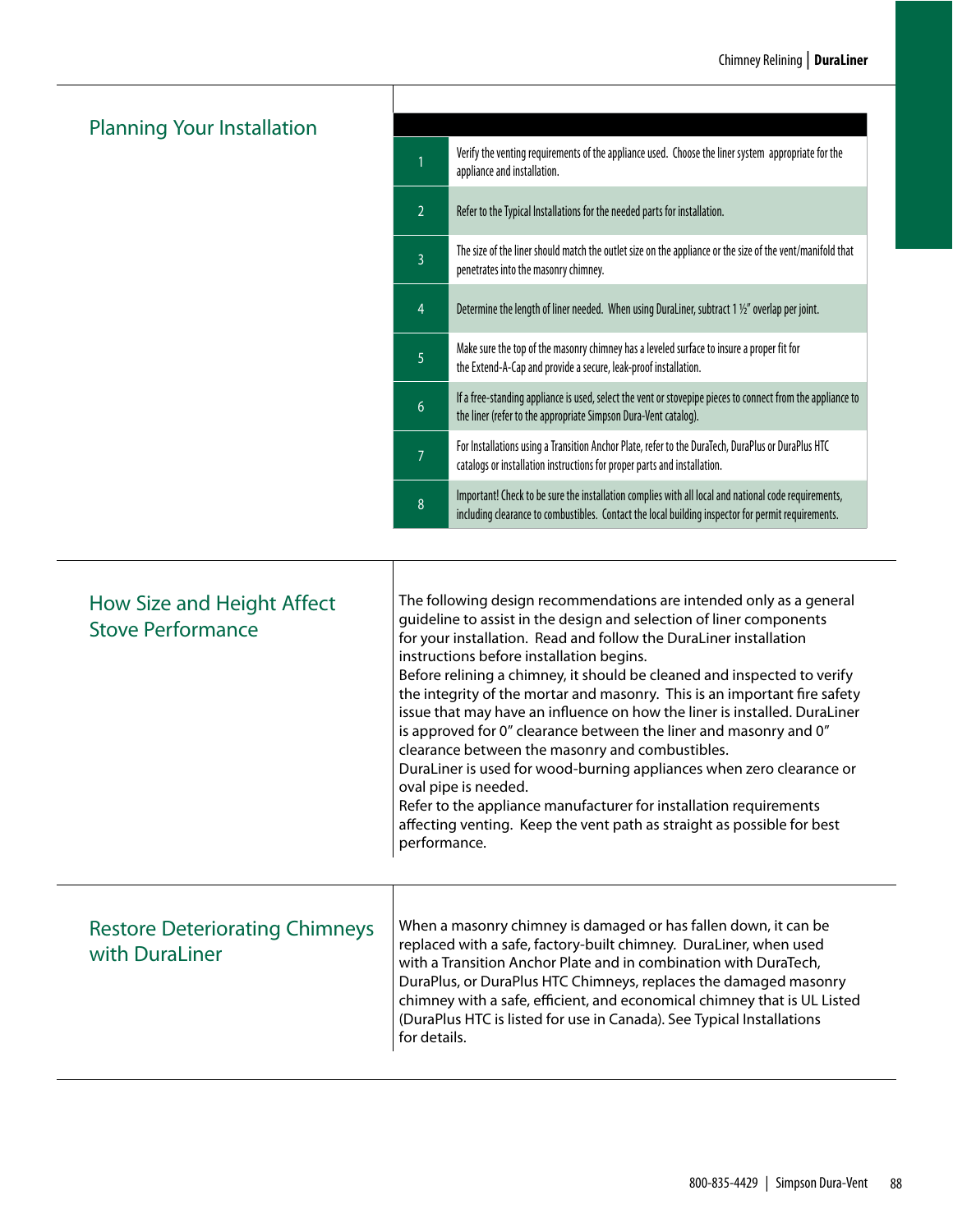## Planning Your Installation

| | |
|---|---|
| 1 | Verify the venting requirements of the appliance used. Choose the liner system appropriate for the appliance and installation. |
| 2 | Refer to the Typical Installations for the needed parts for installation. |
| 3 | The size of the liner should match the outlet size on the appliance or the size of the vent/manifold that penetrates into the masonry chimney. |
| 4 | Determine the length of liner needed. When using DuraLiner, subtract 1 ½" overlap per joint. |
| 5 | Make sure the top of the masonry chimney has a leveled surface to insure a proper fit for the Extend-A-Cap and provide a secure, leak-proof installation. |
| 6 | If a free-standing appliance is used, select the vent or stovepipe pieces to connect from the appliance to the liner (refer to the appropriate Simpson Dura-Vent catalog). |
| 7 | For Installations using a Transition Anchor Plate, refer to the DuraTech, DuraPlus or DuraPlus HTC catalogs or installation instructions for proper parts and installation. |
| 8 | Important! Check to be sure the installation complies with all local and national code requirements, including clearance to combustibles. Contact the local building inspector for permit requirements. |

## How Size and Height Affect Stove Performance

The following design recommendations are intended only as a general guideline to assist in the design and selection of liner components for your installation. Read and follow the DuraLiner installation instructions before installation begins.

Before relining a chimney, it should be cleaned and inspected to verify the integrity of the mortar and masonry. This is an important fire safety issue that may have an influence on how the liner is installed. DuraLiner is approved for 0" clearance between the liner and masonry and 0" clearance between the masonry and combustibles.

DuraLiner is used for wood-burning appliances when zero clearance or oval pipe is needed.

Refer to the appliance manufacturer for installation requirements affecting venting. Keep the vent path as straight as possible for best performance.

## Restore Deteriorating Chimneys with DuraLiner

When a masonry chimney is damaged or has fallen down, it can be replaced with a safe, factory-built chimney. DuraLiner, when used with a Transition Anchor Plate and in combination with DuraTech, DuraPlus, or DuraPlus HTC Chimneys, replaces the damaged masonry chimney with a safe, efficient, and economical chimney that is UL Listed (DuraPlus HTC is listed for use in Canada). See Typical Installations for details.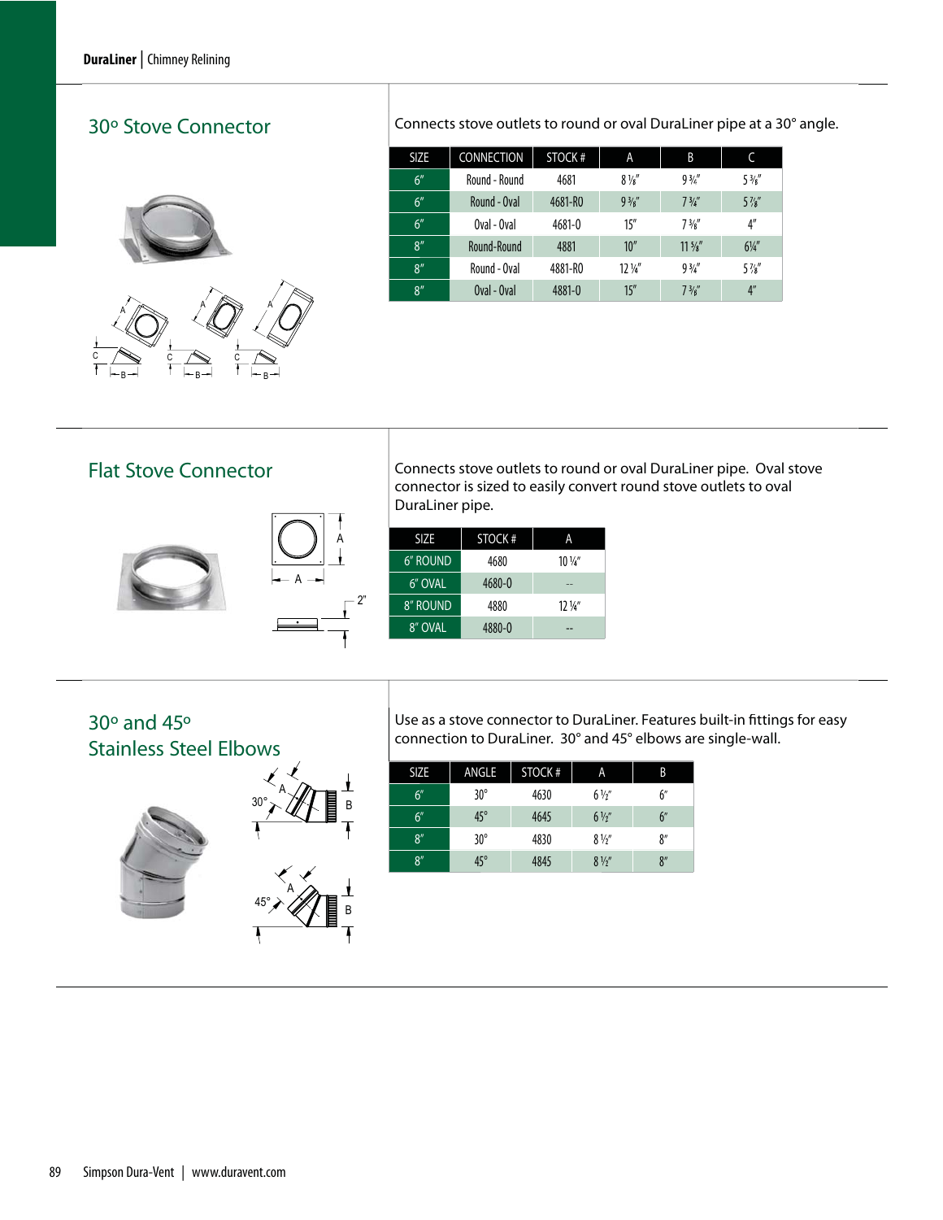## 30º Stove Connector

Connects stove outlets to round or oval DuraLiner pipe at a 30° angle.

| SIZE | CONNECTION | STOCK # | A | B | C |
|---|---|---|---|---|---|
| 6" | Round - Round | 4681 | 8 ⅛" | 9 ¾" | 5 ⅜" |
| 6" | Round - Oval | 4681-RO | 9 ⅜" | 7 ¾" | 5 ⅞" |
| 6" | Oval - Oval | 4681-O | 15" | 7 ⅜" | 4" |
| 8" | Round-Round | 4881 | 10" | 11 ⅝" | 6¼" |
| 8" | Round - Oval | 4881-RO | 12 ¼" | 9 ¾" | 5 ⅞" |
| 8" | Oval - Oval | 4881-O | 15" | 7 ⅜" | 4" |

## Flat Stove Connector

Connects stove outlets to round or oval DuraLiner pipe. Oval stove connector is sized to easily convert round stove outlets to oval DuraLiner pipe.

| SIZE | STOCK # | A |
|---|---|---|
| 6" ROUND | 4680 | 10 ¼" |
| 6" OVAL | 4680-O | -- |
| 8" ROUND | 4880 | 12 ¼" |
| 8" OVAL | 4880-O | -- |

## 30º and 45º Stainless Steel Elbows

Use as a stove connector to DuraLiner. Features built-in fittings for easy connection to DuraLiner. 30° and 45° elbows are single-wall.

| SIZE | ANGLE | STOCK # | A | B |
|---|---|---|---|---|
| 6" | 30° | 4630 | 6 ½" | 6" |
| 6" | 45° | 4645 | 6 ½" | 6" |
| 8" | 30° | 4830 | 8 ½" | 8" |
| 8" | 45° | 4845 | 8 ½" | 8" |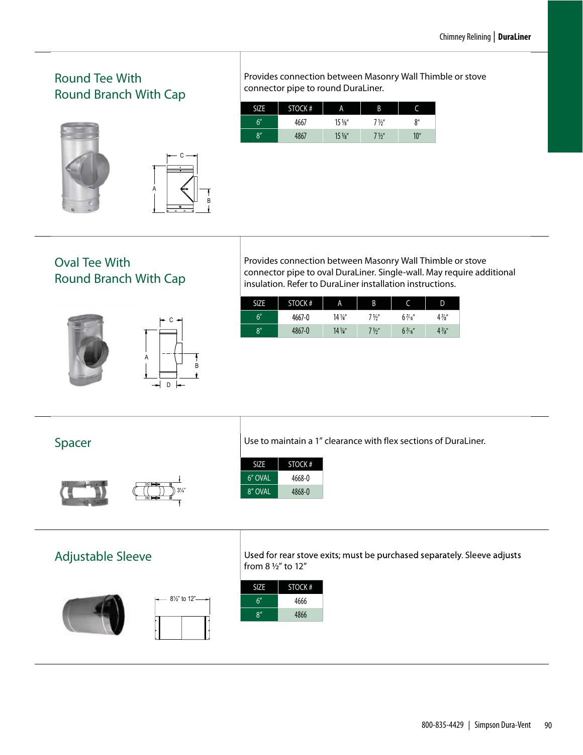## Round Tee With Round Branch With Cap

Provides connection between Masonry Wall Thimble or stove connector pipe to round DuraLiner.

| SIZE | STOCK # | A | B | C |
|---|---|---|---|---|
| 6" | 4667 | 15 ⅛" | 7 ½" | 8" |
| 8" | 4867 | 15 ⅛" | 7 ½" | 10" |

## Oval Tee With Round Branch With Cap

Provides connection between Masonry Wall Thimble or stove connector pipe to oval DuraLiner. Single-wall. May require additional insulation. Refer to DuraLiner installation instructions.

| SIZE | STOCK # | A | B | C | D |
|---|---|---|---|---|---|
| 6" | 4667-O | 14 ¼" | 7 ½" | 6 7⁄16" | 4 ⅞" |
| 8" | 4867-O | 14 ¼" | 7 ½" | 6 7⁄16" | 4 ⅞" |

## Spacer

Use to maintain a 1" clearance with flex sections of DuraLiner.

| SIZE | STOCK # |
|---|---|
| 6" OVAL | 4668-O |
| 8" OVAL | 4868-O |

## Adjustable Sleeve

Used for rear stove exits; must be purchased separately. Sleeve adjusts from 8 ½" to 12"

| SIZE | STOCK # |
|---|---|
| 6" | 4666 |
| 8" | 4866 |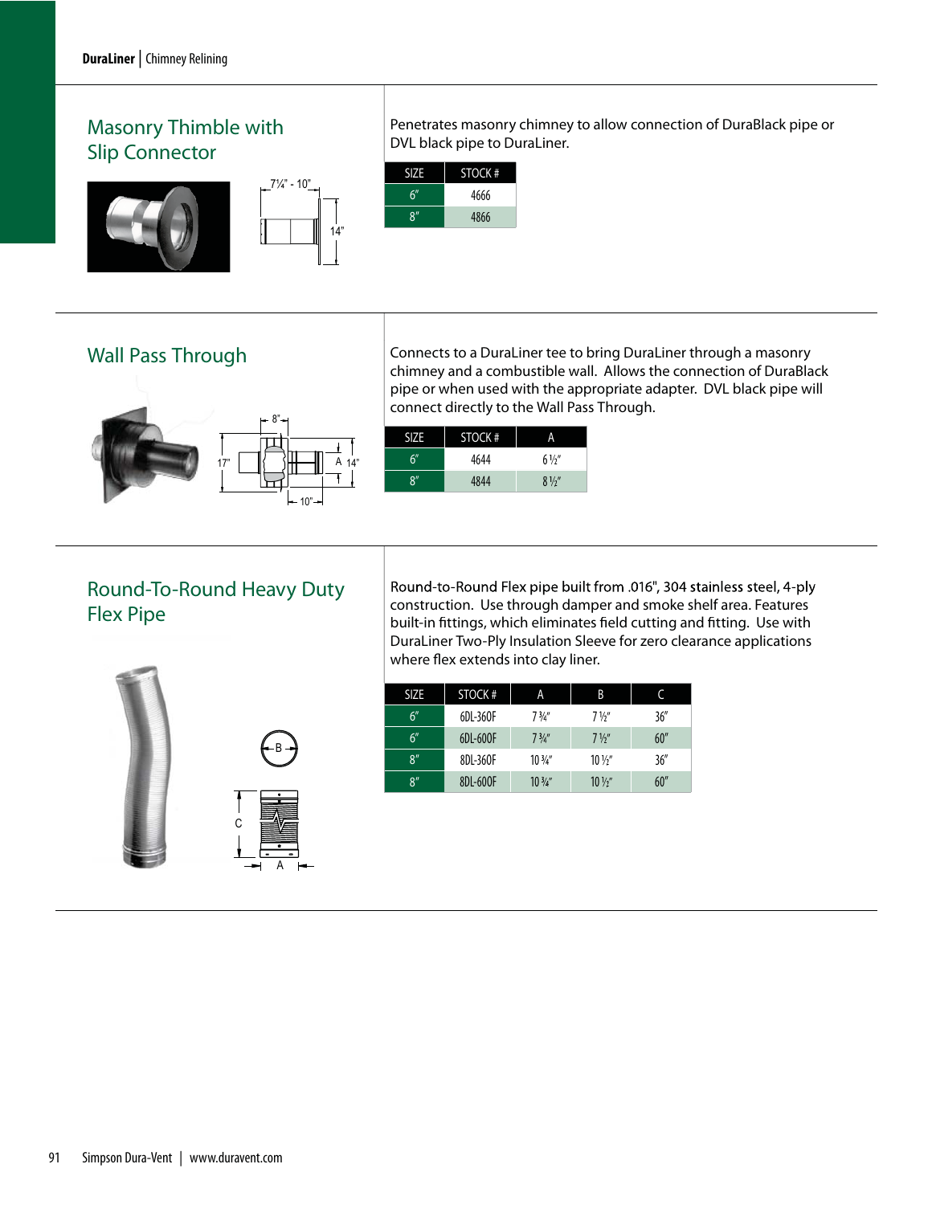## Masonry Thimble with Slip Connector

Penetrates masonry chimney to allow connection of DuraBlack pipe or DVL black pipe to DuraLiner.

| SIZE | STOCK # |
|---|---|
| 6" | 4666 |
| 8" | 4866 |

## Wall Pass Through

Connects to a DuraLiner tee to bring DuraLiner through a masonry chimney and a combustible wall. Allows the connection of DuraBlack pipe or when used with the appropriate adapter. DVL black pipe will connect directly to the Wall Pass Through.

| SIZE | STOCK # | A |
|---|---|---|
| 6" | 4644 | 6 ½" |
| 8" | 4844 | 8 ½" |

## Round-To-Round Heavy Duty Flex Pipe

Round-to-Round Flex pipe built from .016", 304 stainless steel, 4-ply construction. Use through damper and smoke shelf area. Features built-in fittings, which eliminates field cutting and fitting. Use with DuraLiner Two-Ply Insulation Sleeve for zero clearance applications where flex extends into clay liner.

| SIZE | STOCK # | A | B | C |
|---|---|---|---|---|
| 6" | 6DL-360F | 7 ¾" | 7 ½" | 36" |
| 6" | 6DL-600F | 7 ¾" | 7 ½" | 60" |
| 8" | 8DL-360F | 10 ¾" | 10 ½" | 36" |
| 8" | 8DL-600F | 10 ¾" | 10 ½" | 60" |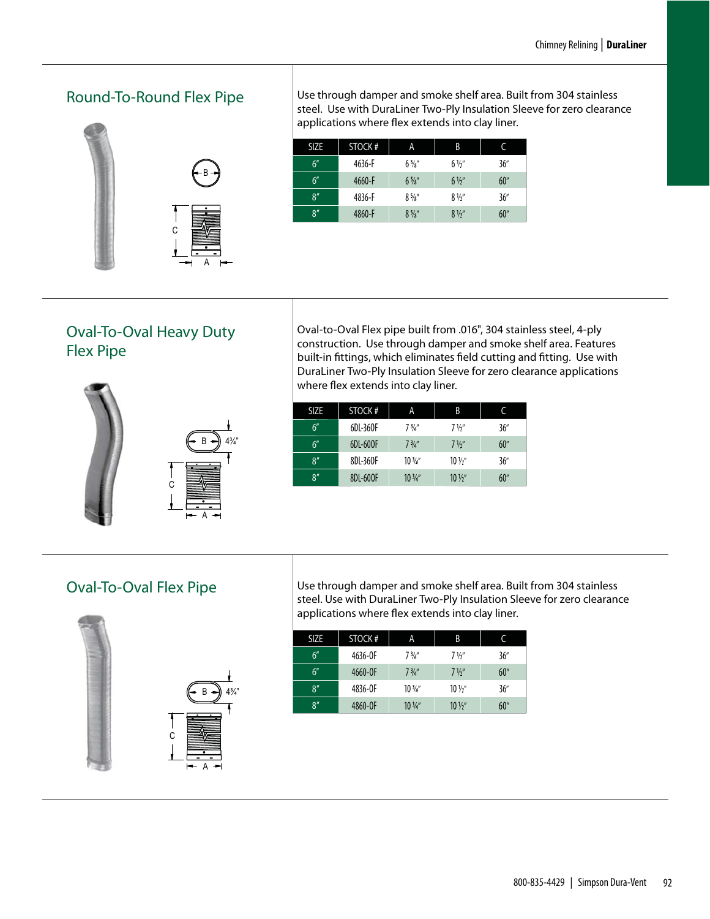## Round-To-Round Flex Pipe

Use through damper and smoke shelf area. Built from 304 stainless steel. Use with DuraLiner Two-Ply Insulation Sleeve for zero clearance applications where flex extends into clay liner.

| SIZE | STOCK # | A | B | C |
|---|---|---|---|---|
| 6″ | 4636-F | 6 5/8″ | 6 1/2″ | 36″ |
| 6″ | 4660-F | 6 5/8″ | 6 1/2″ | 60″ |
| 8″ | 4836-F | 8 5/8″ | 8 1/2″ | 36″ |
| 8″ | 4860-F | 8 5/8″ | 8 1/2″ | 60″ |

## Oval-To-Oval Heavy Duty Flex Pipe

Oval-to-Oval Flex pipe built from .016", 304 stainless steel, 4-ply construction. Use through damper and smoke shelf area. Features built-in fittings, which eliminates field cutting and fitting. Use with DuraLiner Two-Ply Insulation Sleeve for zero clearance applications where flex extends into clay liner.

| SIZE | STOCK # | A | B | C |
|---|---|---|---|---|
| 6″ | 6DL-360F | 7 3/4″ | 7 1/2″ | 36″ |
| 6″ | 6DL-600F | 7 3/4″ | 7 1/2″ | 60″ |
| 8″ | 8DL-360F | 10 3/4″ | 10 1/2″ | 36″ |
| 8″ | 8DL-600F | 10 3/4″ | 10 1/2″ | 60″ |

## Oval-To-Oval Flex Pipe

Use through damper and smoke shelf area. Built from 304 stainless steel. Use with DuraLiner Two-Ply Insulation Sleeve for zero clearance applications where flex extends into clay liner.

| SIZE | STOCK # | A | B | C |
|---|---|---|---|---|
| 6″ | 4636-OF | 7 3/4″ | 7 1/2″ | 36″ |
| 6″ | 4660-OF | 7 3/4″ | 7 1/2″ | 60″ |
| 8″ | 4836-OF | 10 3/4″ | 10 1/2″ | 36″ |
| 8″ | 4860-OF | 10 3/4″ | 10 1/2″ | 60″ |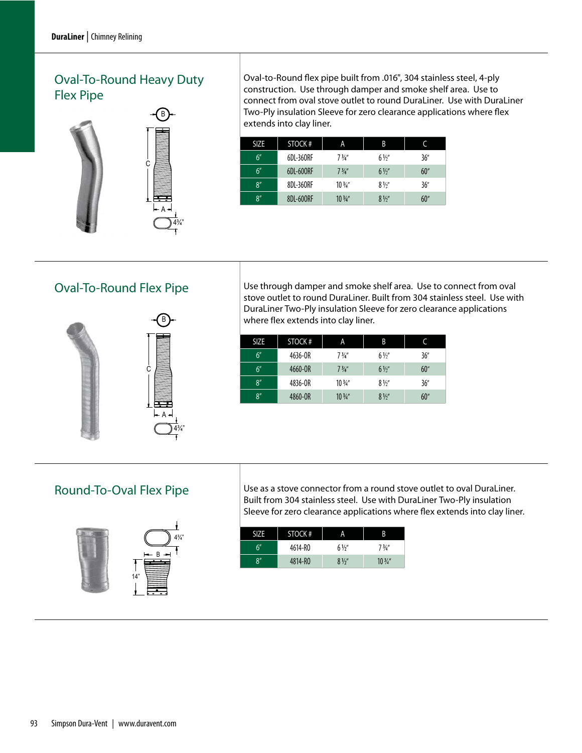## Oval-To-Round Heavy Duty Flex Pipe

Oval-to-Round flex pipe built from .016", 304 stainless steel, 4-ply construction. Use through damper and smoke shelf area. Use to connect from oval stove outlet to round DuraLiner. Use with DuraLiner Two-Ply insulation Sleeve for zero clearance applications where flex extends into clay liner.

| SIZE | STOCK # | A | B | C |
|---|---|---|---|---|
| 6" | 6DL-360RF | 7 ¾" | 6 ½" | 36" |
| 6" | 6DL-600RF | 7 ¾" | 6 ½" | 60" |
| 8" | 8DL-360RF | 10 ¾" | 8 ½" | 36" |
| 8" | 8DL-600RF | 10 ¾" | 8 ½" | 60" |

## Oval-To-Round Flex Pipe

Use through damper and smoke shelf area. Use to connect from oval stove outlet to round DuraLiner. Built from 304 stainless steel. Use with DuraLiner Two-Ply insulation Sleeve for zero clearance applications where flex extends into clay liner.

| SIZE | STOCK # | A | B | C |
|---|---|---|---|---|
| 6" | 4636-OR | 7 ¾" | 6 ½" | 36" |
| 6" | 4660-OR | 7 ¾" | 6 ½" | 60" |
| 8" | 4836-OR | 10 ¾" | 8 ½" | 36" |
| 8" | 4860-OR | 10 ¾" | 8 ½" | 60" |

## Round-To-Oval Flex Pipe

Use as a stove connector from a round stove outlet to oval DuraLiner. Built from 304 stainless steel. Use with DuraLiner Two-Ply insulation Sleeve for zero clearance applications where flex extends into clay liner.

| SIZE | STOCK # | A | B |
|---|---|---|---|
| 6" | 4614-RO | 6 ½" | 7 ¾" |
| 8" | 4814-RO | 8 ½" | 10 ¾" |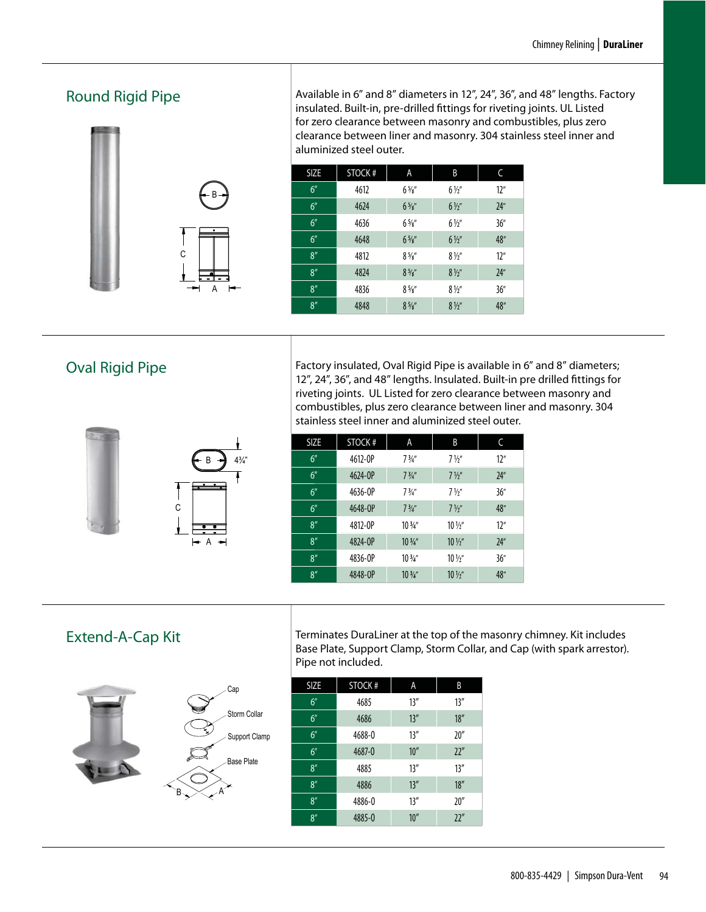## Round Rigid Pipe

Available in 6" and 8" diameters in 12", 24", 36", and 48" lengths. Factory insulated. Built-in, pre-drilled fittings for riveting joints. UL Listed for zero clearance between masonry and combustibles, plus zero clearance between liner and masonry. 304 stainless steel inner and aluminized steel outer.

| SIZE | STOCK # | A | B | C |
|---|---|---|---|---|
| 6" | 4612 | 6 5/8" | 6 1/2" | 12" |
| 6" | 4624 | 6 5/8" | 6 1/2" | 24" |
| 6" | 4636 | 6 5/8" | 6 1/2" | 36" |
| 6" | 4648 | 6 5/8" | 6 1/2" | 48" |
| 8" | 4812 | 8 5/8" | 8 1/2" | 12" |
| 8" | 4824 | 8 5/8" | 8 1/2" | 24" |
| 8" | 4836 | 8 5/8" | 8 1/2" | 36" |
| 8" | 4848 | 8 5/8" | 8 1/2" | 48" |

## Oval Rigid Pipe

Factory insulated, Oval Rigid Pipe is available in 6" and 8" diameters; 12", 24", 36", and 48" lengths. Insulated. Built-in pre drilled fittings for riveting joints. UL Listed for zero clearance between masonry and combustibles, plus zero clearance between liner and masonry. 304 stainless steel inner and aluminized steel outer.

| SIZE | STOCK # | A | B | C |
|---|---|---|---|---|
| 6" | 4612-OP | 7 3/4" | 7 1/2" | 12" |
| 6" | 4624-OP | 7 3/4" | 7 1/2" | 24" |
| 6" | 4636-OP | 7 3/4" | 7 1/2" | 36" |
| 6" | 4648-OP | 7 3/4" | 7 1/2" | 48" |
| 8" | 4812-OP | 10 3/4" | 10 1/2" | 12" |
| 8" | 4824-OP | 10 3/4" | 10 1/2" | 24" |
| 8" | 4836-OP | 10 3/4" | 10 1/2" | 36" |
| 8" | 4848-OP | 10 3/4" | 10 1/2" | 48" |

## Extend-A-Cap Kit

Terminates DuraLiner at the top of the masonry chimney. Kit includes Base Plate, Support Clamp, Storm Collar, and Cap (with spark arrestor). Pipe not included.

| SIZE | STOCK # | A | B |
|---|---|---|---|
| 6" | 4685 | 13" | 13" |
| 6" | 4686 | 13" | 18" |
| 6" | 4688-0 | 13" | 20" |
| 6" | 4687-0 | 10" | 22" |
| 8" | 4885 | 13" | 13" |
| 8" | 4886 | 13" | 18" |
| 8" | 4886-0 | 13" | 20" |
| 8" | 4885-0 | 10" | 22" |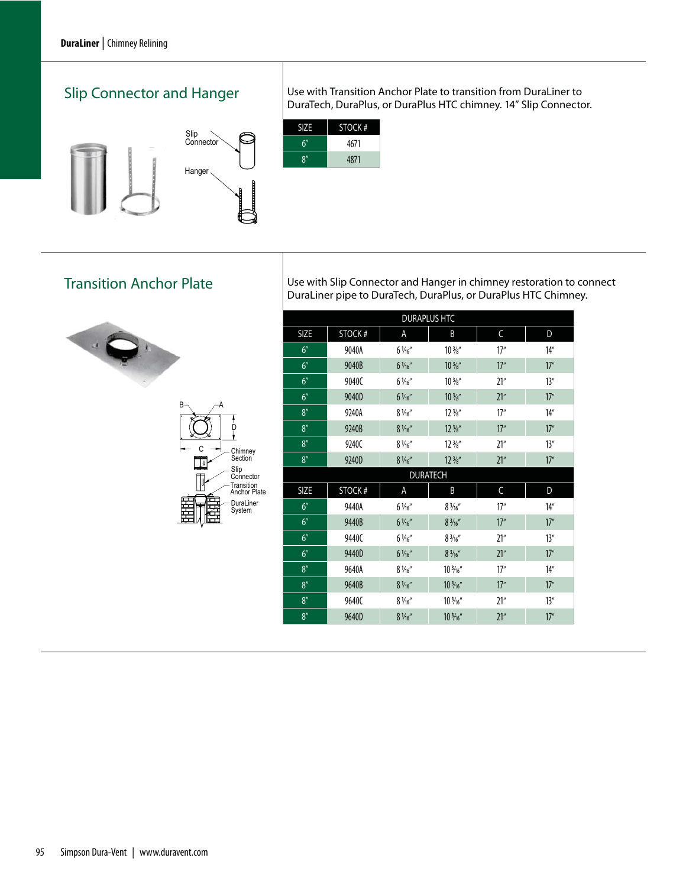## Slip Connector and Hanger

Slip Connector

Hanger

Use with Transition Anchor Plate to transition from DuraLiner to DuraTech, DuraPlus, or DuraPlus HTC chimney. 14" Slip Connector.

| SIZE | STOCK # |
|---|---|
| 6" | 4671 |
| 8" | 4871 |

## Transition Anchor Plate

B A D C

Chimney Section

Slip Connector

Transition Anchor Plate

DuraLiner System

Use with Slip Connector and Hanger in chimney restoration to connect DuraLiner pipe to DuraTech, DuraPlus, or DuraPlus HTC Chimney.

| DURAPLUS HTC | | | | | |
|---|---|---|---|---|---|
| SIZE | STOCK # | A | B | C | D |
| 6" | 9040A | 6 1⁄16" | 10 3⁄8" | 17" | 14" |
| 6" | 9040B | 6 1⁄16" | 10 3⁄8" | 17" | 17" |
| 6" | 9040C | 6 1⁄16" | 10 3⁄8" | 21" | 13" |
| 6" | 9040D | 6 1⁄16" | 10 3⁄8" | 21" | 17" |
| 8" | 9240A | 8 1⁄16" | 12 3⁄8" | 17" | 14" |
| 8" | 9240B | 8 1⁄16" | 12 3⁄8" | 17" | 17" |
| 8" | 9240C | 8 1⁄16" | 12 3⁄8" | 21" | 13" |
| 8" | 9240D | 8 1⁄16" | 12 3⁄8" | 21" | 17" |
| **DURATECH** | | | | | |
| SIZE | STOCK # | A | B | C | D |
| 6" | 9440A | 6 1⁄16" | 8 3⁄16" | 17" | 14" |
| 6" | 9440B | 6 1⁄16" | 8 3⁄16" | 17" | 17" |
| 6" | 9440C | 6 1⁄16" | 8 3⁄16" | 21" | 13" |
| 6" | 9440D | 6 1⁄16" | 8 3⁄16" | 21" | 17" |
| 8" | 9640A | 8 1⁄16" | 10 3⁄16" | 17" | 14" |
| 8" | 9640B | 8 1⁄16" | 10 3⁄16" | 17" | 17" |
| 8" | 9640C | 8 1⁄16" | 10 3⁄16" | 21" | 13" |
| 8" | 9640D | 8 1⁄16" | 10 3⁄16" | 21" | 17" |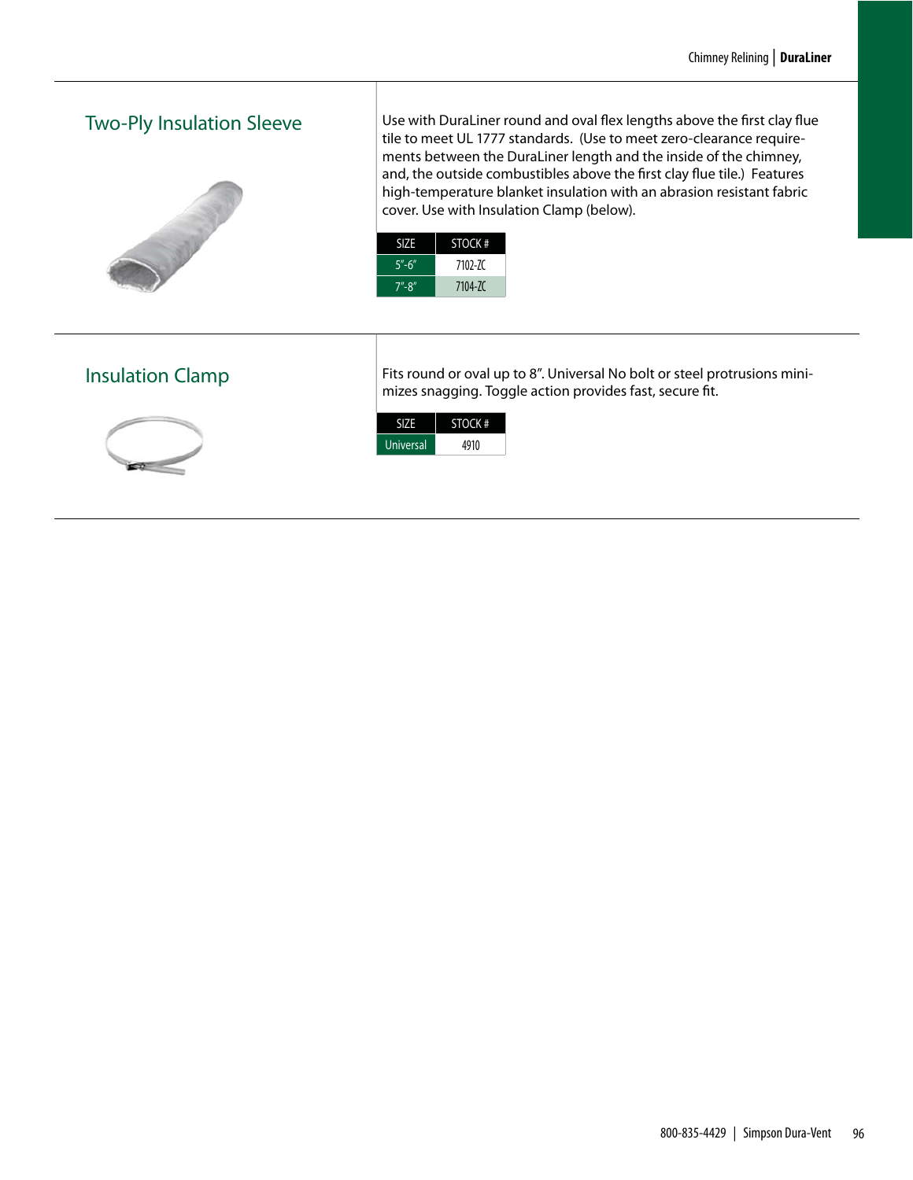## Two-Ply Insulation Sleeve

Use with DuraLiner round and oval flex lengths above the first clay flue tile to meet UL 1777 standards. (Use to meet zero-clearance requirements between the DuraLiner length and the inside of the chimney, and, the outside combustibles above the first clay flue tile.) Features high-temperature blanket insulation with an abrasion resistant fabric cover. Use with Insulation Clamp (below).

| SIZE | STOCK # |
|---|---|
| 5"-6" | 7102-ZC |
| 7"-8" | 7104-ZC |

## Insulation Clamp

Fits round or oval up to 8". Universal No bolt or steel protrusions minimizes snagging. Toggle action provides fast, secure fit.

| SIZE | STOCK # |
|---|---|
| Universal | 4910 |